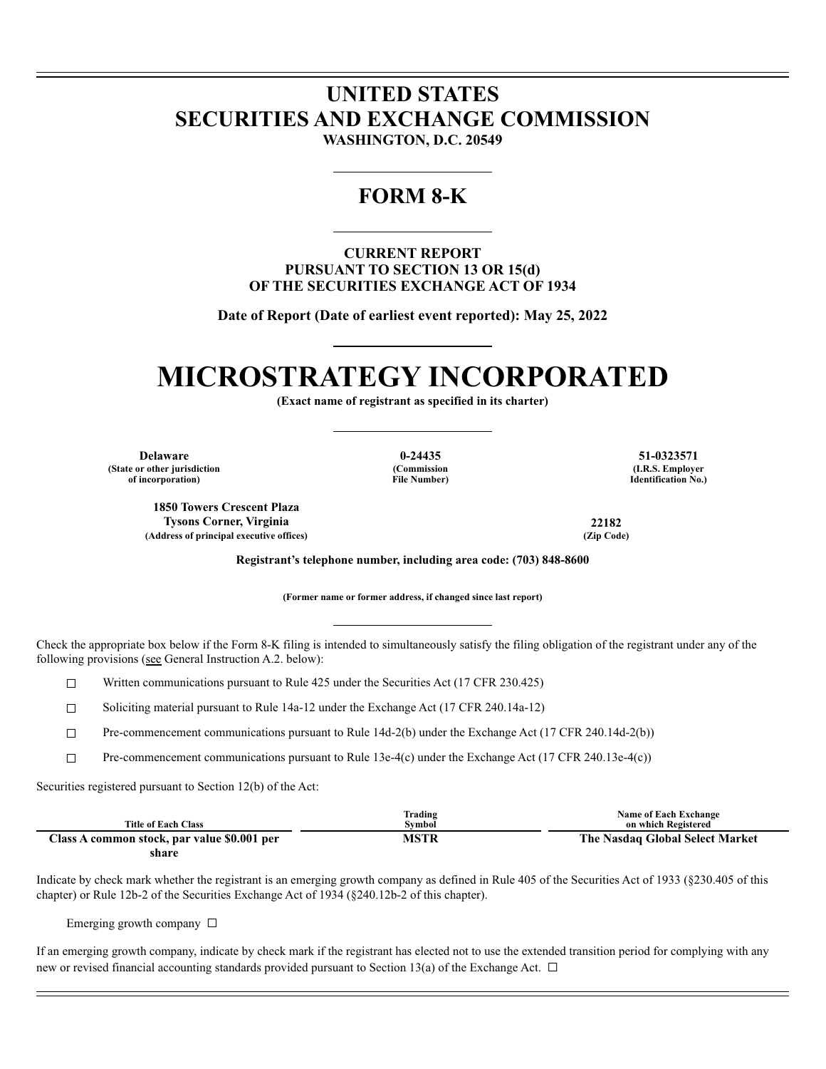# UNITED STATES
# SECURITIES AND EXCHANGE COMMISSION
**WASHINGTON, D.C. 20549**

## FORM 8-K

**CURRENT REPORT**
**PURSUANT TO SECTION 13 OR 15(d)**
**OF THE SECURITIES EXCHANGE ACT OF 1934**

**Date of Report (Date of earliest event reported): May 25, 2022**

# MICROSTRATEGY INCORPORATED

**(Exact name of registrant as specified in its charter)**

| Delaware | 0-24435 | 51-0323571 |
|---|---|---|
| (State or other jurisdiction of incorporation) | (Commission File Number) | (I.R.S. Employer Identification No.) |

| 1850 Towers Crescent Plaza Tysons Corner, Virginia | 22182 |
|---|---|
| (Address of principal executive offices) | (Zip Code) |

**Registrant's telephone number, including area code: (703) 848-8600**

**(Former name or former address, if changed since last report)**

Check the appropriate box below if the Form 8-K filing is intended to simultaneously satisfy the filing obligation of the registrant under any of the following provisions (see General Instruction A.2. below):

☐ Written communications pursuant to Rule 425 under the Securities Act (17 CFR 230.425)

☐ Soliciting material pursuant to Rule 14a-12 under the Exchange Act (17 CFR 240.14a-12)

☐ Pre-commencement communications pursuant to Rule 14d-2(b) under the Exchange Act (17 CFR 240.14d-2(b))

☐ Pre-commencement communications pursuant to Rule 13e-4(c) under the Exchange Act (17 CFR 240.13e-4(c))

Securities registered pursuant to Section 12(b) of the Act:

| Title of Each Class | Trading Symbol | Name of Each Exchange on which Registered |
|---|---|---|
| **Class A common stock, par value $0.001 per share** | **MSTR** | **The Nasdaq Global Select Market** |

Indicate by check mark whether the registrant is an emerging growth company as defined in Rule 405 of the Securities Act of 1933 (§230.405 of this chapter) or Rule 12b-2 of the Securities Exchange Act of 1934 (§240.12b-2 of this chapter).

Emerging growth company ☐

If an emerging growth company, indicate by check mark if the registrant has elected not to use the extended transition period for complying with any new or revised financial accounting standards provided pursuant to Section 13(a) of the Exchange Act. ☐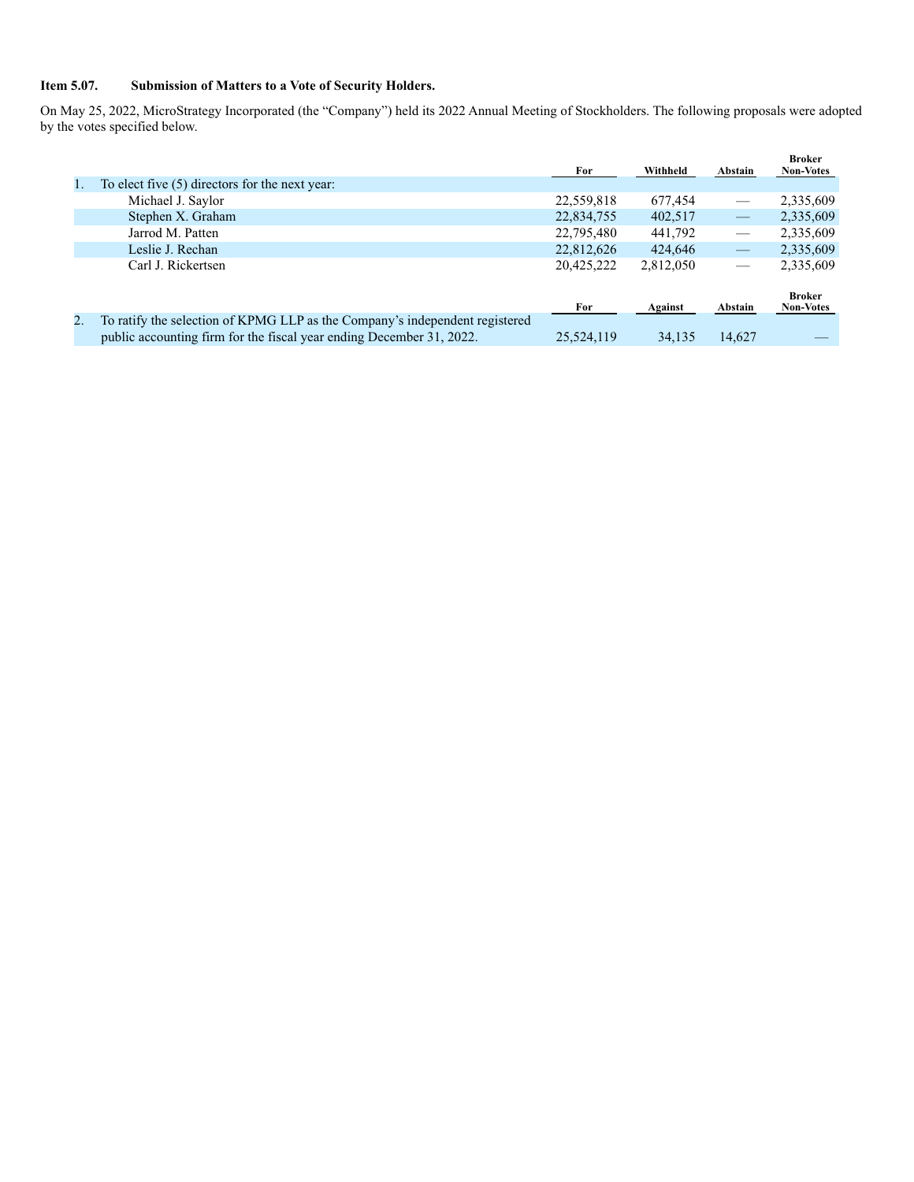**Item 5.07. Submission of Matters to a Vote of Security Holders.**

On May 25, 2022, MicroStrategy Incorporated (the "Company") held its 2022 Annual Meeting of Stockholders. The following proposals were adopted by the votes specified below.

| | | For | Withheld | Abstain | Broker Non-Votes |
|---|---|---|---|---|---|
| 1. | To elect five (5) directors for the next year: | | | | |
| | Michael J. Saylor | 22,559,818 | 677,454 | — | 2,335,609 |
| | Stephen X. Graham | 22,834,755 | 402,517 | — | 2,335,609 |
| | Jarrod M. Patten | 22,795,480 | 441,792 | — | 2,335,609 |
| | Leslie J. Rechan | 22,812,626 | 424,646 | — | 2,335,609 |
| | Carl J. Rickertsen | 20,425,222 | 2,812,050 | — | 2,335,609 |

| | | For | Against | Abstain | Broker Non-Votes |
|---|---|---|---|---|---|
| 2. | To ratify the selection of KPMG LLP as the Company's independent registered public accounting firm for the fiscal year ending December 31, 2022. | 25,524,119 | 34,135 | 14,627 | — |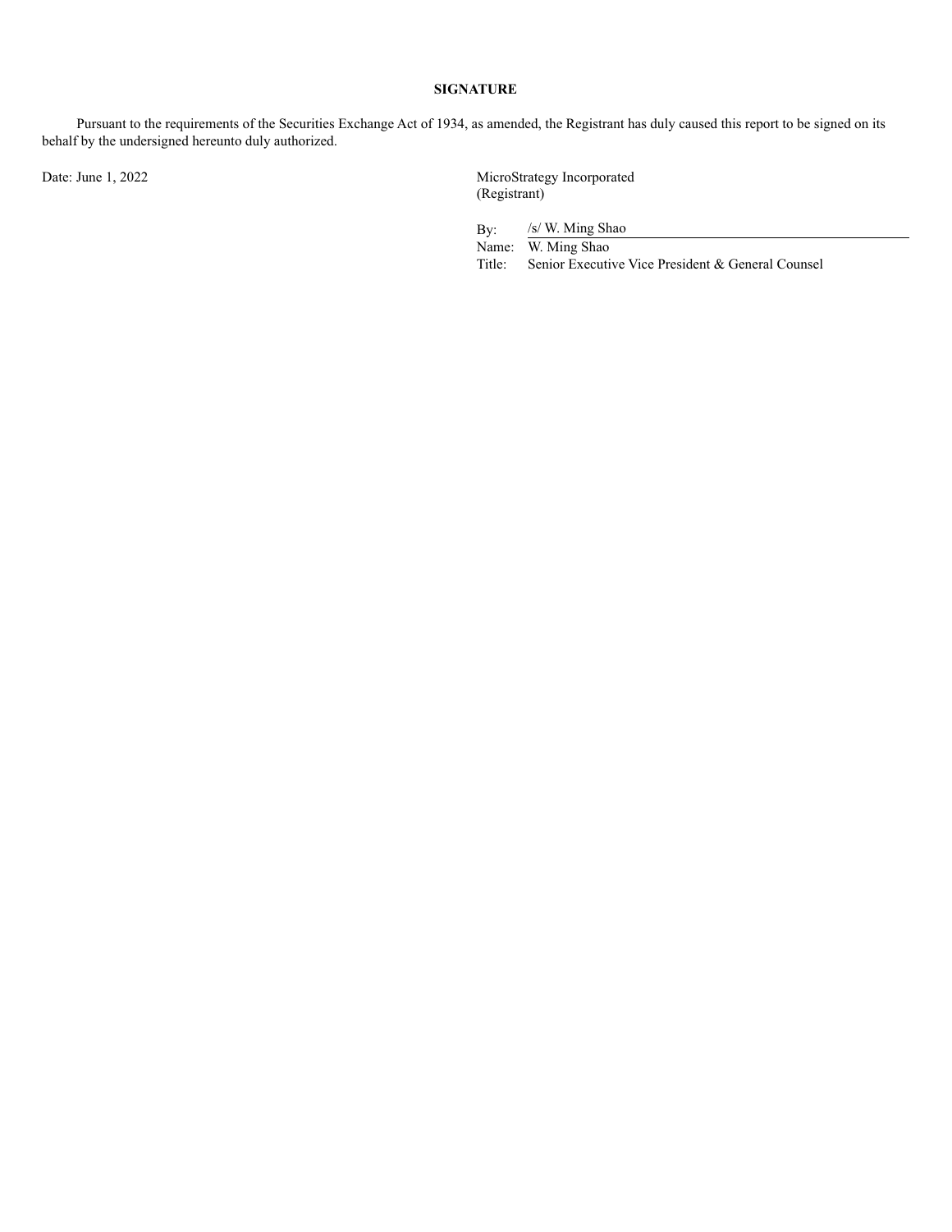**SIGNATURE**

Pursuant to the requirements of the Securities Exchange Act of 1934, as amended, the Registrant has duly caused this report to be signed on its behalf by the undersigned hereunto duly authorized.

Date: June 1, 2022

MicroStrategy Incorporated
(Registrant)

By: /s/ W. Ming Shao
Name: W. Ming Shao
Title: Senior Executive Vice President & General Counsel